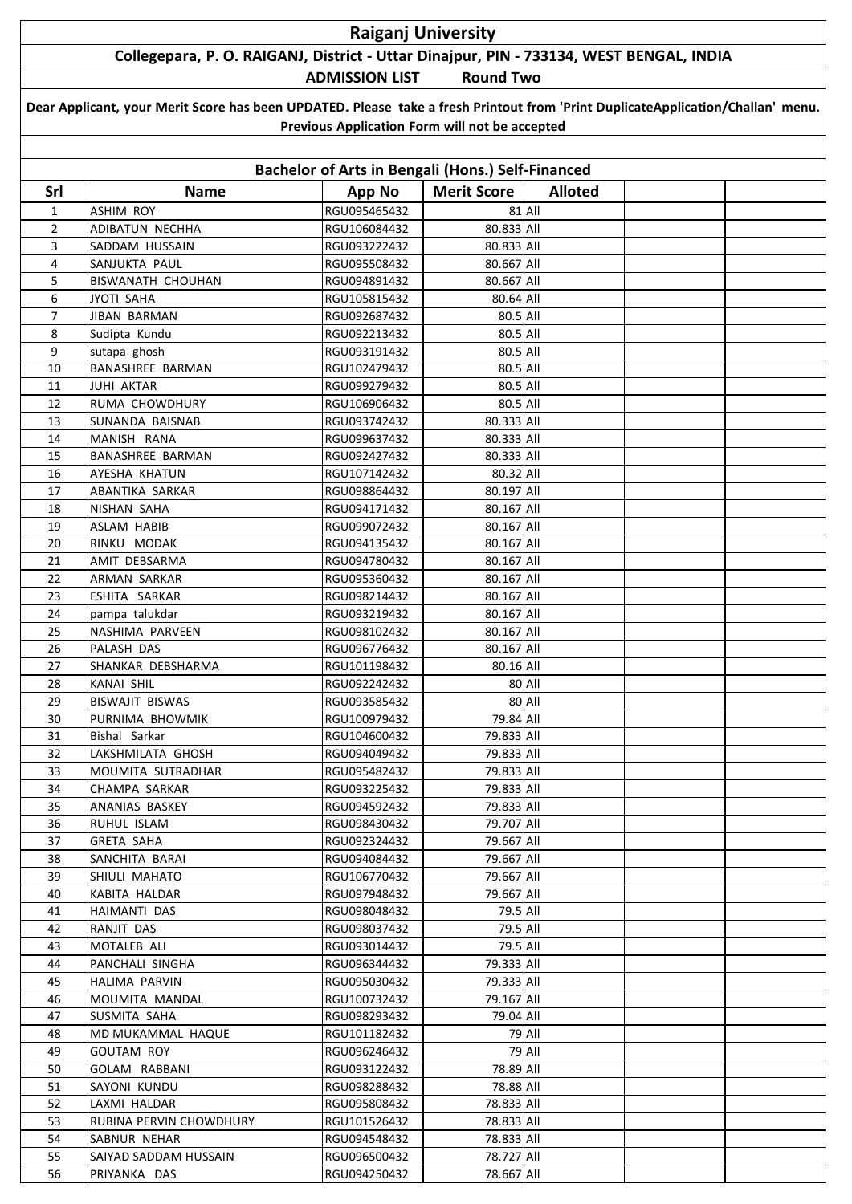# Raiganj University

**Collegepara, P. O. RAIGANJ, District - Uttar Dinajpur, PIN - 733134, WEST BENGAL, INDIA**

**ADMISSION LIST Round Two**

**Dear Applicant, your Merit Score has been UPDATED. Please take a fresh Printout from 'Print DuplicateApplication/Challan' menu. Previous Application Form will not be accepted**

## Bachelor of Arts in Bengali (Hons.) Self-Financed

| Srl | Name | App No | Merit Score | Alloted | | |
|---|---|---|---|---|---|---|
| 1 | ASHIM ROY | RGU095465432 | 81 | All | | |
| 2 | ADIBATUN NECHHA | RGU106084432 | 80.833 | All | | |
| 3 | SADDAM HUSSAIN | RGU093222432 | 80.833 | All | | |
| 4 | SANJUKTA PAUL | RGU095508432 | 80.667 | All | | |
| 5 | BISWANATH CHOUHAN | RGU094891432 | 80.667 | All | | |
| 6 | JYOTI SAHA | RGU105815432 | 80.64 | All | | |
| 7 | JIBAN BARMAN | RGU092687432 | 80.5 | All | | |
| 8 | Sudipta Kundu | RGU092213432 | 80.5 | All | | |
| 9 | sutapa ghosh | RGU093191432 | 80.5 | All | | |
| 10 | BANASHREE BARMAN | RGU102479432 | 80.5 | All | | |
| 11 | JUHI AKTAR | RGU099279432 | 80.5 | All | | |
| 12 | RUMA CHOWDHURY | RGU106906432 | 80.5 | All | | |
| 13 | SUNANDA BAISNAB | RGU093742432 | 80.333 | All | | |
| 14 | MANISH RANA | RGU099637432 | 80.333 | All | | |
| 15 | BANASHREE BARMAN | RGU092427432 | 80.333 | All | | |
| 16 | AYESHA KHATUN | RGU107142432 | 80.32 | All | | |
| 17 | ABANTIKA SARKAR | RGU098864432 | 80.197 | All | | |
| 18 | NISHAN SAHA | RGU094171432 | 80.167 | All | | |
| 19 | ASLAM HABIB | RGU099072432 | 80.167 | All | | |
| 20 | RINKU MODAK | RGU094135432 | 80.167 | All | | |
| 21 | AMIT DEBSARMA | RGU094780432 | 80.167 | All | | |
| 22 | ARMAN SARKAR | RGU095360432 | 80.167 | All | | |
| 23 | ESHITA SARKAR | RGU098214432 | 80.167 | All | | |
| 24 | pampa talukdar | RGU093219432 | 80.167 | All | | |
| 25 | NASHIMA PARVEEN | RGU098102432 | 80.167 | All | | |
| 26 | PALASH DAS | RGU096776432 | 80.167 | All | | |
| 27 | SHANKAR DEBSHARMA | RGU101198432 | 80.16 | All | | |
| 28 | KANAI SHIL | RGU092242432 | 80 | All | | |
| 29 | BISWAJIT BISWAS | RGU093585432 | 80 | All | | |
| 30 | PURNIMA BHOWMIK | RGU100979432 | 79.84 | All | | |
| 31 | Bishal Sarkar | RGU104600432 | 79.833 | All | | |
| 32 | LAKSHMILATA GHOSH | RGU094049432 | 79.833 | All | | |
| 33 | MOUMITA SUTRADHAR | RGU095482432 | 79.833 | All | | |
| 34 | CHAMPA SARKAR | RGU093225432 | 79.833 | All | | |
| 35 | ANANIAS BASKEY | RGU094592432 | 79.833 | All | | |
| 36 | RUHUL ISLAM | RGU098430432 | 79.707 | All | | |
| 37 | GRETA SAHA | RGU092324432 | 79.667 | All | | |
| 38 | SANCHITA BARAI | RGU094084432 | 79.667 | All | | |
| 39 | SHIULI MAHATO | RGU106770432 | 79.667 | All | | |
| 40 | KABITA HALDAR | RGU097948432 | 79.667 | All | | |
| 41 | HAIMANTI DAS | RGU098048432 | 79.5 | All | | |
| 42 | RANJIT DAS | RGU098037432 | 79.5 | All | | |
| 43 | MOTALEB ALI | RGU093014432 | 79.5 | All | | |
| 44 | PANCHALI SINGHA | RGU096344432 | 79.333 | All | | |
| 45 | HALIMA PARVIN | RGU095030432 | 79.333 | All | | |
| 46 | MOUMITA MANDAL | RGU100732432 | 79.167 | All | | |
| 47 | SUSMITA SAHA | RGU098293432 | 79.04 | All | | |
| 48 | MD MUKAMMAL HAQUE | RGU101182432 | 79 | All | | |
| 49 | GOUTAM ROY | RGU096246432 | 79 | All | | |
| 50 | GOLAM RABBANI | RGU093122432 | 78.89 | All | | |
| 51 | SAYONI KUNDU | RGU098288432 | 78.88 | All | | |
| 52 | LAXMI HALDAR | RGU095808432 | 78.833 | All | | |
| 53 | RUBINA PERVIN CHOWDHURY | RGU101526432 | 78.833 | All | | |
| 54 | SABNUR NEHAR | RGU094548432 | 78.833 | All | | |
| 55 | SAIYAD SADDAM HUSSAIN | RGU096500432 | 78.727 | All | | |
| 56 | PRIYANKA DAS | RGU094250432 | 78.667 | All | | |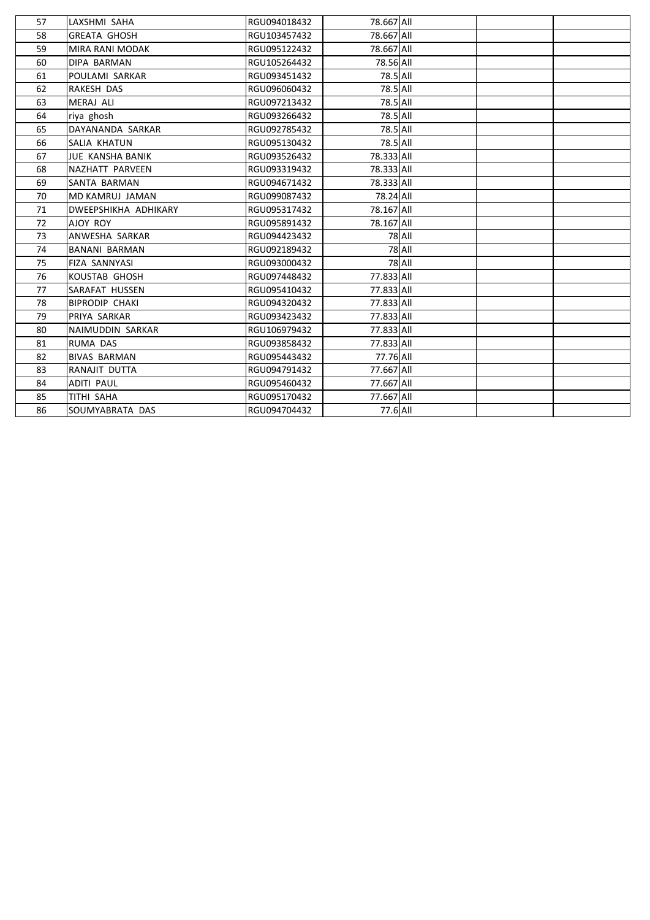| | | | | | | |
|---|---|---|---|---|---|---|
| 57 | LAXSHMI SAHA | RGU094018432 | 78.667 | All | | |
| 58 | GREATA GHOSH | RGU103457432 | 78.667 | All | | |
| 59 | MIRA RANI MODAK | RGU095122432 | 78.667 | All | | |
| 60 | DIPA BARMAN | RGU105264432 | 78.56 | All | | |
| 61 | POULAMI SARKAR | RGU093451432 | 78.5 | All | | |
| 62 | RAKESH DAS | RGU096060432 | 78.5 | All | | |
| 63 | MERAJ ALI | RGU097213432 | 78.5 | All | | |
| 64 | riya ghosh | RGU093266432 | 78.5 | All | | |
| 65 | DAYANANDA SARKAR | RGU092785432 | 78.5 | All | | |
| 66 | SALIA KHATUN | RGU095130432 | 78.5 | All | | |
| 67 | JUE KANSHA BANIK | RGU093526432 | 78.333 | All | | |
| 68 | NAZHATT PARVEEN | RGU093319432 | 78.333 | All | | |
| 69 | SANTA BARMAN | RGU094671432 | 78.333 | All | | |
| 70 | MD KAMRUJ JAMAN | RGU099087432 | 78.24 | All | | |
| 71 | DWEEPSHIKHA ADHIKARY | RGU095317432 | 78.167 | All | | |
| 72 | AJOY ROY | RGU095891432 | 78.167 | All | | |
| 73 | ANWESHA SARKAR | RGU094423432 | 78 | All | | |
| 74 | BANANI BARMAN | RGU092189432 | 78 | All | | |
| 75 | FIZA SANNYASI | RGU093000432 | 78 | All | | |
| 76 | KOUSTAB GHOSH | RGU097448432 | 77.833 | All | | |
| 77 | SARAFAT HUSSEN | RGU095410432 | 77.833 | All | | |
| 78 | BIPRODIP CHAKI | RGU094320432 | 77.833 | All | | |
| 79 | PRIYA SARKAR | RGU093423432 | 77.833 | All | | |
| 80 | NAIMUDDIN SARKAR | RGU106979432 | 77.833 | All | | |
| 81 | RUMA DAS | RGU093858432 | 77.833 | All | | |
| 82 | BIVAS BARMAN | RGU095443432 | 77.76 | All | | |
| 83 | RANAJIT DUTTA | RGU094791432 | 77.667 | All | | |
| 84 | ADITI PAUL | RGU095460432 | 77.667 | All | | |
| 85 | TITHI SAHA | RGU095170432 | 77.667 | All | | |
| 86 | SOUMYABRATA DAS | RGU094704432 | 77.6 | All | | |